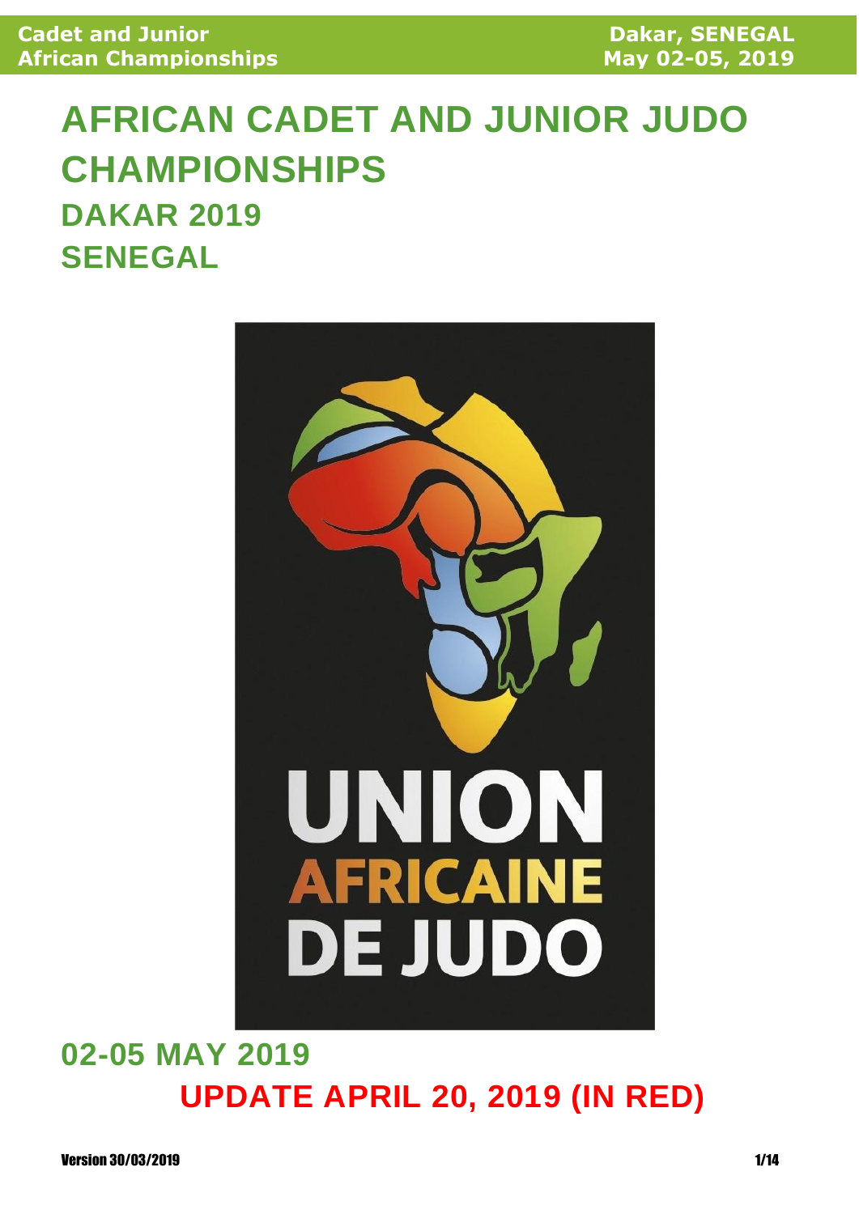# AFRICAN CADET AND JUNIOR JUDO CHAMPIONSHIPS

## DAKAR 2019

## SENEGAL

UNION AFRICAINE DE JUDO

## 02-05 MAY 2019

**UPDATE APRIL 20, 2019 (IN RED)**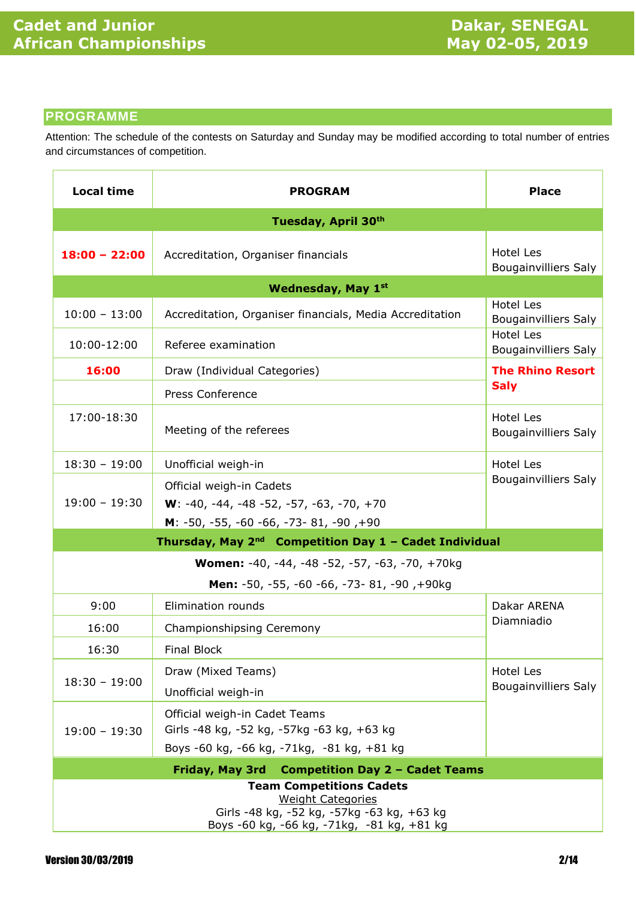## PROGRAMME

Attention: The schedule of the contests on Saturday and Sunday may be modified according to total number of entries and circumstances of competition.

| Local time | PROGRAM | Place |
|---|---|---|
| **Tuesday, April 30th** | | |
| **18:00 – 22:00** | Accreditation, Organiser financials | Hotel Les Bougainvilliers Saly |
| **Wednesday, May 1st** | | |
| 10:00 – 13:00 | Accreditation, Organiser financials, Media Accreditation | Hotel Les Bougainvilliers Saly |
| 10:00-12:00 | Referee examination | Hotel Les Bougainvilliers Saly |
| **16:00** | Draw (Individual Categories) | **The Rhino Resort Saly** |
| | Press Conference | |
| 17:00-18:30 | Meeting of the referees | Hotel Les Bougainvilliers Saly |
| 18:30 – 19:00 | Unofficial weigh-in | Hotel Les Bougainvilliers Saly |
| 19:00 – 19:30 | Official weigh-in Cadets<br>**W**: -40, -44, -48 -52, -57, -63, -70, +70<br>**M**: -50, -55, -60 -66, -73- 81, -90 ,+90 | |
| **Thursday, May 2nd Competition Day 1 – Cadet Individual** | | |
| **Women:** -40, -44, -48 -52, -57, -63, -70, +70kg<br>**Men:** -50, -55, -60 -66, -73- 81, -90 ,+90kg | | |
| 9:00 | Elimination rounds | Dakar ARENA Diamniadio |
| 16:00 | Championshipsing Ceremony | |
| 16:30 | Final Block | |
| 18:30 – 19:00 | Draw (Mixed Teams)<br>Unofficial weigh-in | Hotel Les Bougainvilliers Saly |
| 19:00 – 19:30 | Official weigh-in Cadet Teams<br>Girls -48 kg, -52 kg, -57kg -63 kg, +63 kg<br>Boys -60 kg, -66 kg, -71kg, -81 kg, +81 kg | |
| **Friday, May 3rd Competition Day 2 – Cadet Teams** | | |
| **Team Competitions Cadets**<br>Weight Categories<br>Girls -48 kg, -52 kg, -57kg -63 kg, +63 kg<br>Boys -60 kg, -66 kg, -71kg, -81 kg, +81 kg | | |

Version 30/03/2019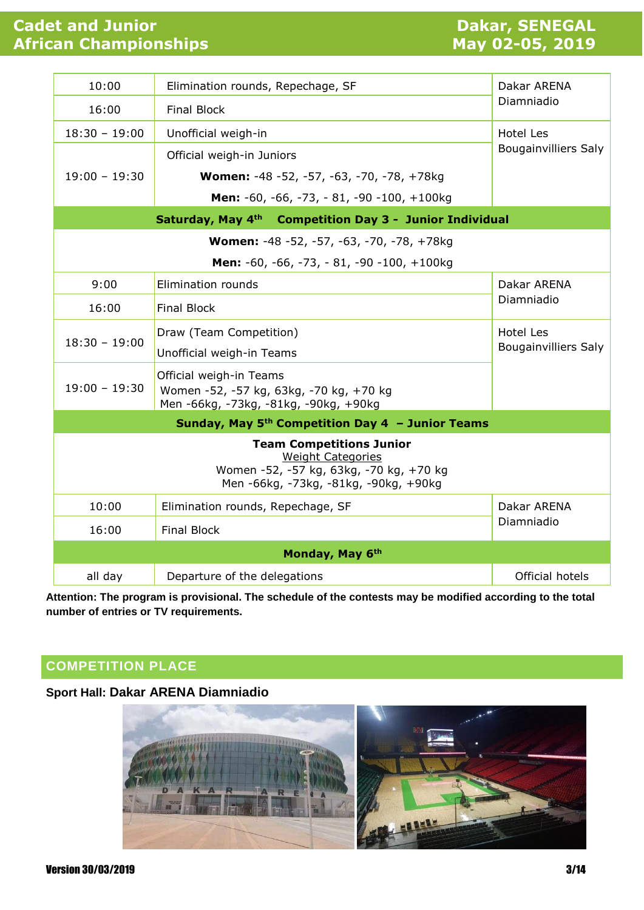| | | |
|---|---|---|
| 10:00 | Elimination rounds, Repechage, SF | Dakar ARENA Diamniadio |
| 16:00 | Final Block | |
| 18:30 – 19:00 | Unofficial weigh-in | Hotel Les Bougainvilliers Saly |
| 19:00 – 19:30 | Official weigh-in Juniors<br>**Women:** -48 -52, -57, -63, -70, -78, +78kg<br>**Men:** -60, -66, -73, - 81, -90 -100, +100kg | |
| **Saturday, May 4th Competition Day 3 - Junior Individual** | | |
| **Women:** -48 -52, -57, -63, -70, -78, +78kg<br>**Men:** -60, -66, -73, - 81, -90 -100, +100kg | | |
| 9:00 | Elimination rounds | Dakar ARENA Diamniadio |
| 16:00 | Final Block | |
| 18:30 – 19:00 | Draw (Team Competition)<br>Unofficial weigh-in Teams | Hotel Les Bougainvilliers Saly |
| 19:00 – 19:30 | Official weigh-in Teams<br>Women -52, -57 kg, 63kg, -70 kg, +70 kg<br>Men -66kg, -73kg, -81kg, -90kg, +90kg | |
| **Sunday, May 5th Competition Day 4 – Junior Teams** | | |
| **Team Competitions Junior**<br>Weight Categories<br>Women -52, -57 kg, 63kg, -70 kg, +70 kg<br>Men -66kg, -73kg, -81kg, -90kg, +90kg | | |
| 10:00 | Elimination rounds, Repechage, SF | Dakar ARENA Diamniadio |
| 16:00 | Final Block | |
| **Monday, May 6th** | | |
| all day | Departure of the delegations | Official hotels |

**Attention: The program is provisional. The schedule of the contests may be modified according to the total number of entries or TV requirements.**

## COMPETITION PLACE

**Sport Hall: Dakar ARENA Diamniadio**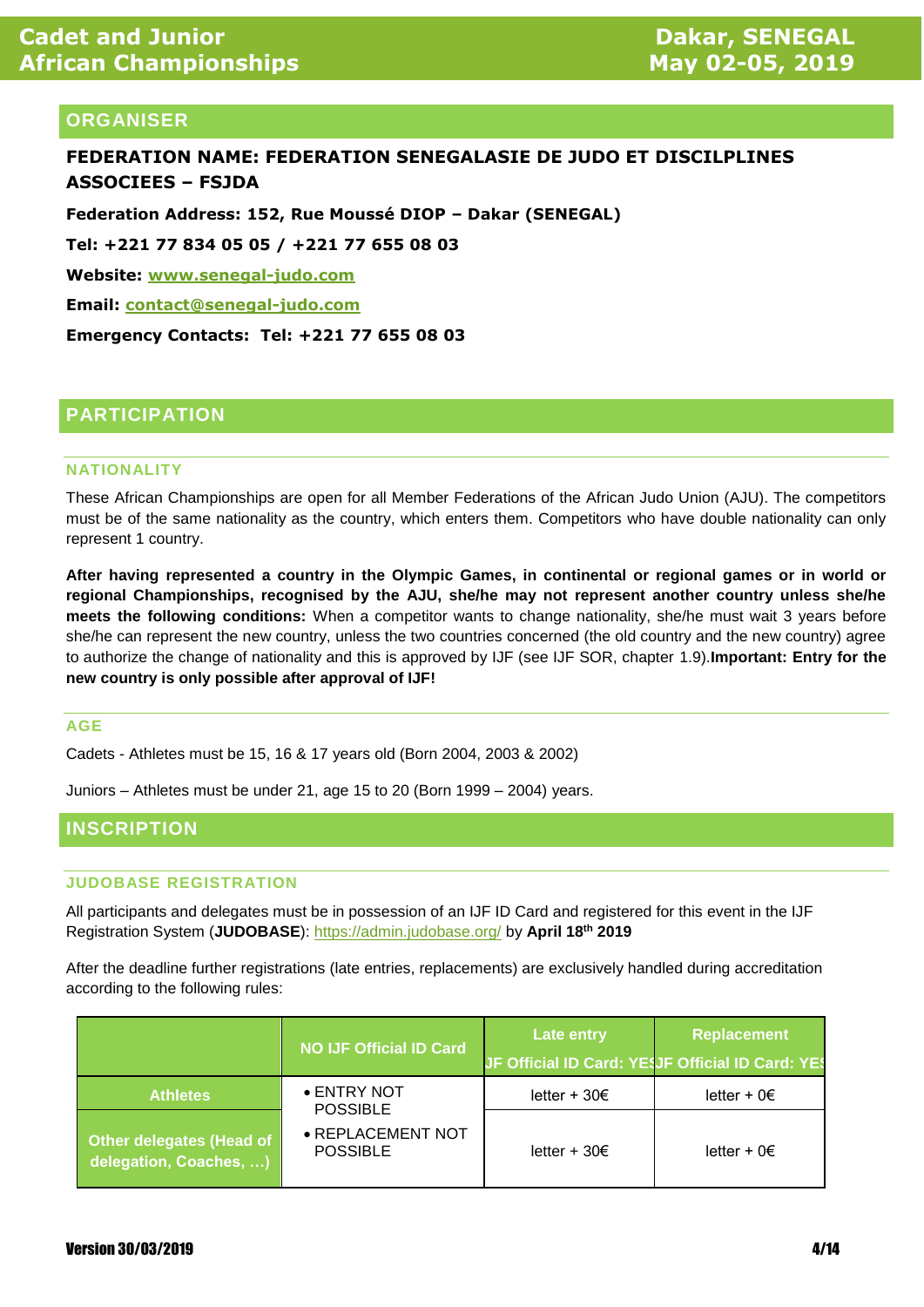## ORGANISER

**FEDERATION NAME: FEDERATION SENEGALASIE DE JUDO ET DISCILPLINES ASSOCIEES – FSJDA**

**Federation Address: 152, Rue Moussé DIOP – Dakar (SENEGAL)**

**Tel: +221 77 834 05 05 / +221 77 655 08 03**

**Website: www.senegal-judo.com**

**Email: contact@senegal-judo.com**

**Emergency Contacts: Tel: +221 77 655 08 03**

## PARTICIPATION

### NATIONALITY

These African Championships are open for all Member Federations of the African Judo Union (AJU). The competitors must be of the same nationality as the country, which enters them. Competitors who have double nationality can only represent 1 country.

**After having represented a country in the Olympic Games, in continental or regional games or in world or regional Championships, recognised by the AJU, she/he may not represent another country unless she/he meets the following conditions:** When a competitor wants to change nationality, she/he must wait 3 years before she/he can represent the new country, unless the two countries concerned (the old country and the new country) agree to authorize the change of nationality and this is approved by IJF (see IJF SOR, chapter 1.9).**Important: Entry for the new country is only possible after approval of IJF!**

### AGE

Cadets - Athletes must be 15, 16 & 17 years old (Born 2004, 2003 & 2002)

Juniors – Athletes must be under 21, age 15 to 20 (Born 1999 – 2004) years.

## INSCRIPTION

### JUDOBASE REGISTRATION

All participants and delegates must be in possession of an IJF ID Card and registered for this event in the IJF Registration System (**JUDOBASE**): https://admin.judobase.org/ by **April 18th 2019**

After the deadline further registrations (late entries, replacements) are exclusively handled during accreditation according to the following rules:

| | NO IJF Official ID Card | Late entry IJF Official ID Card: YES | Replacement IJF Official ID Card: YES |
|---|---|---|---|
| **Athletes** | • ENTRY NOT POSSIBLE • REPLACEMENT NOT POSSIBLE | letter + 30€ | letter + 0€ |
| **Other delegates (Head of delegation, Coaches, …)** | | letter + 30€ | letter + 0€ |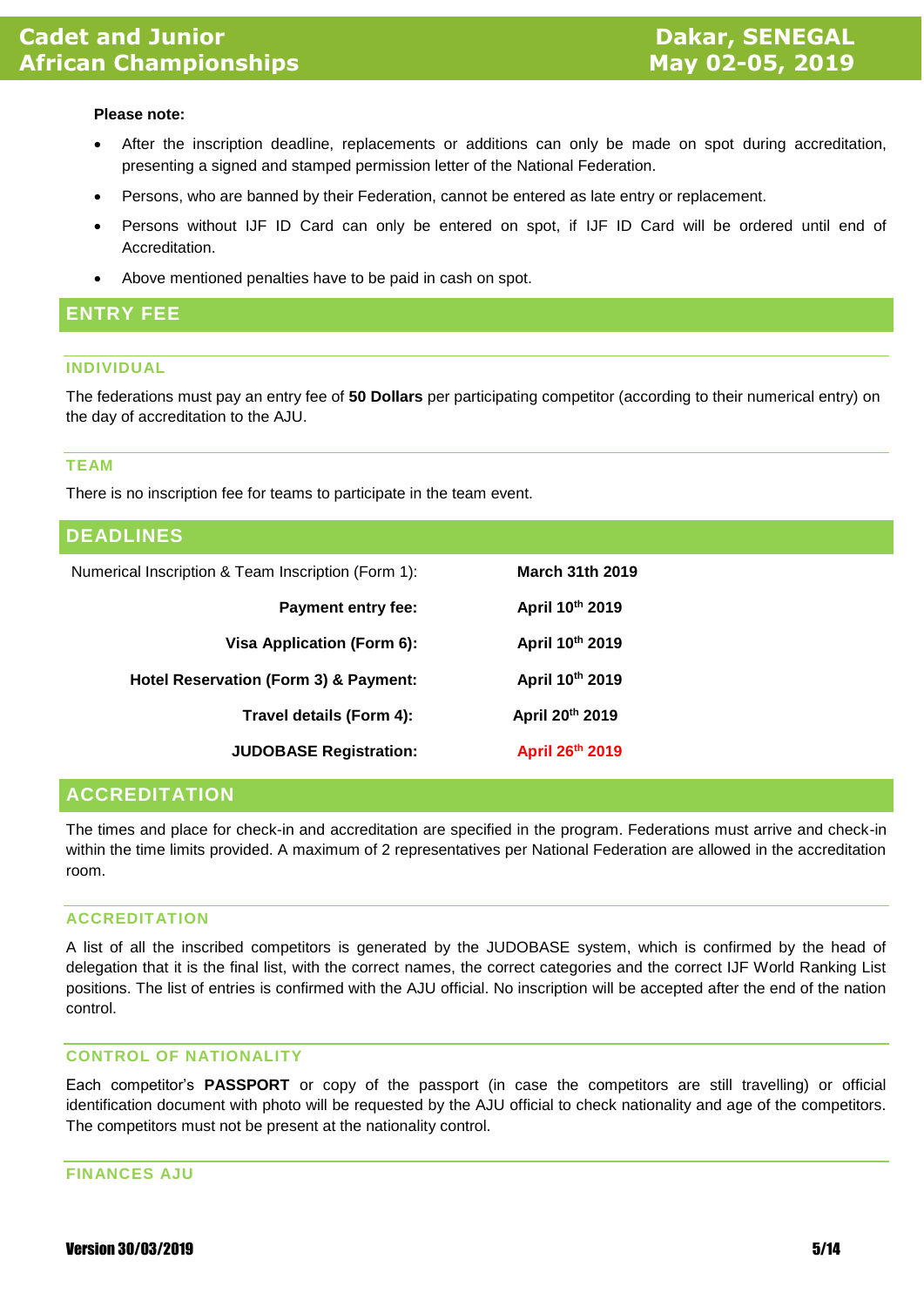**Please note:**

- After the inscription deadline, replacements or additions can only be made on spot during accreditation, presenting a signed and stamped permission letter of the National Federation.
- Persons, who are banned by their Federation, cannot be entered as late entry or replacement.
- Persons without IJF ID Card can only be entered on spot, if IJF ID Card will be ordered until end of Accreditation.
- Above mentioned penalties have to be paid in cash on spot.

## ENTRY FEE

### INDIVIDUAL

The federations must pay an entry fee of **50 Dollars** per participating competitor (according to their numerical entry) on the day of accreditation to the AJU.

### TEAM

There is no inscription fee for teams to participate in the team event.

## DEADLINES

| | |
|---|---|
| Numerical Inscription & Team Inscription (Form 1): | **March 31th 2019** |
| **Payment entry fee:** | **April 10th 2019** |
| **Visa Application (Form 6):** | **April 10th 2019** |
| **Hotel Reservation (Form 3) & Payment:** | **April 10th 2019** |
| **Travel details (Form 4):** | **April 20th 2019** |
| **JUDOBASE Registration:** | **April 26th 2019** |

## ACCREDITATION

The times and place for check-in and accreditation are specified in the program. Federations must arrive and check-in within the time limits provided. A maximum of 2 representatives per National Federation are allowed in the accreditation room.

### ACCREDITATION

A list of all the inscribed competitors is generated by the JUDOBASE system, which is confirmed by the head of delegation that it is the final list, with the correct names, the correct categories and the correct IJF World Ranking List positions. The list of entries is confirmed with the AJU official. No inscription will be accepted after the end of the nation control.

### CONTROL OF NATIONALITY

Each competitor's **PASSPORT** or copy of the passport (in case the competitors are still travelling) or official identification document with photo will be requested by the AJU official to check nationality and age of the competitors. The competitors must not be present at the nationality control.

### FINANCES AJU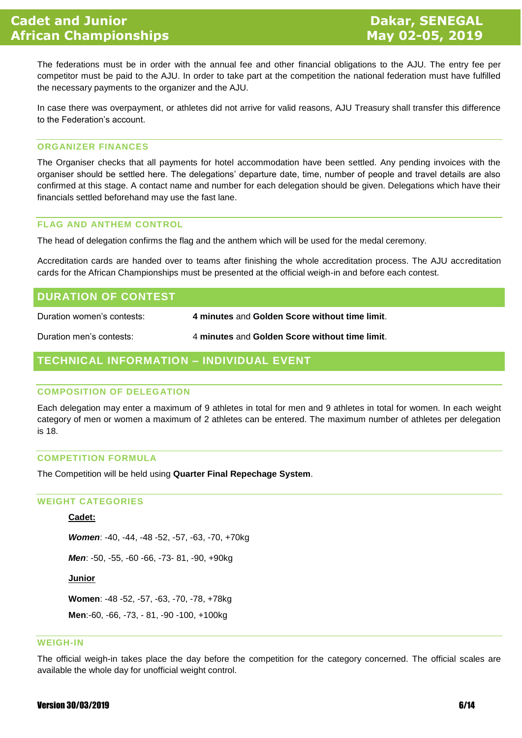The federations must be in order with the annual fee and other financial obligations to the AJU. The entry fee per competitor must be paid to the AJU. In order to take part at the competition the national federation must have fulfilled the necessary payments to the organizer and the AJU.

In case there was overpayment, or athletes did not arrive for valid reasons, AJU Treasury shall transfer this difference to the Federation's account.

### ORGANIZER FINANCES

The Organiser checks that all payments for hotel accommodation have been settled. Any pending invoices with the organiser should be settled here. The delegations' departure date, time, number of people and travel details are also confirmed at this stage. A contact name and number for each delegation should be given. Delegations which have their financials settled beforehand may use the fast lane.

### FLAG AND ANTHEM CONTROL

The head of delegation confirms the flag and the anthem which will be used for the medal ceremony.

Accreditation cards are handed over to teams after finishing the whole accreditation process. The AJU accreditation cards for the African Championships must be presented at the official weigh-in and before each contest.

## DURATION OF CONTEST

Duration women's contests: **4 minutes** and **Golden Score without time limit**.

Duration men's contests: 4 **minutes** and **Golden Score without time limit**.

## TECHNICAL INFORMATION – INDIVIDUAL EVENT

### COMPOSITION OF DELEGATION

Each delegation may enter a maximum of 9 athletes in total for men and 9 athletes in total for women. In each weight category of men or women a maximum of 2 athletes can be entered. The maximum number of athletes per delegation is 18.

### COMPETITION FORMULA

The Competition will be held using **Quarter Final Repechage System**.

### WEIGHT CATEGORIES

**Cadet:**

***Women***: -40, -44, -48 -52, -57, -63, -70, +70kg

***Men***: -50, -55, -60 -66, -73- 81, -90, +90kg

**Junior**

**Women**: -48 -52, -57, -63, -70, -78, +78kg

**Men**:-60, -66, -73, - 81, -90 -100, +100kg

### WEIGH-IN

The official weigh-in takes place the day before the competition for the category concerned. The official scales are available the whole day for unofficial weight control.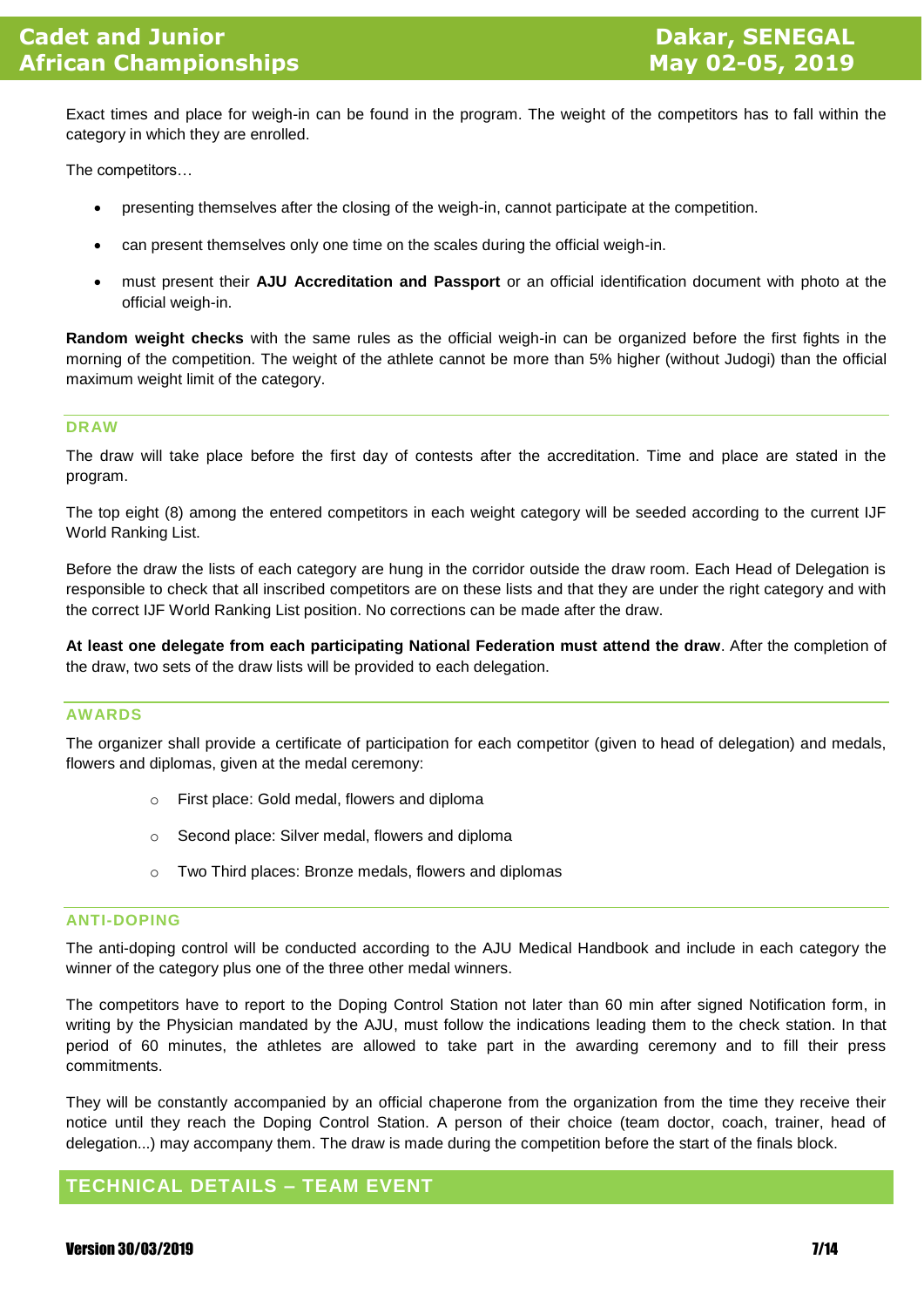Exact times and place for weigh-in can be found in the program. The weight of the competitors has to fall within the category in which they are enrolled.

The competitors…

- presenting themselves after the closing of the weigh-in, cannot participate at the competition.
- can present themselves only one time on the scales during the official weigh-in.
- must present their **AJU Accreditation and Passport** or an official identification document with photo at the official weigh-in.

**Random weight checks** with the same rules as the official weigh-in can be organized before the first fights in the morning of the competition. The weight of the athlete cannot be more than 5% higher (without Judogi) than the official maximum weight limit of the category.

### DRAW

The draw will take place before the first day of contests after the accreditation. Time and place are stated in the program.

The top eight (8) among the entered competitors in each weight category will be seeded according to the current IJF World Ranking List.

Before the draw the lists of each category are hung in the corridor outside the draw room. Each Head of Delegation is responsible to check that all inscribed competitors are on these lists and that they are under the right category and with the correct IJF World Ranking List position. No corrections can be made after the draw.

**At least one delegate from each participating National Federation must attend the draw**. After the completion of the draw, two sets of the draw lists will be provided to each delegation.

### AWARDS

The organizer shall provide a certificate of participation for each competitor (given to head of delegation) and medals, flowers and diplomas, given at the medal ceremony:

- First place: Gold medal, flowers and diploma
- Second place: Silver medal, flowers and diploma
- Two Third places: Bronze medals, flowers and diplomas

### ANTI-DOPING

The anti-doping control will be conducted according to the AJU Medical Handbook and include in each category the winner of the category plus one of the three other medal winners.

The competitors have to report to the Doping Control Station not later than 60 min after signed Notification form, in writing by the Physician mandated by the AJU, must follow the indications leading them to the check station. In that period of 60 minutes, the athletes are allowed to take part in the awarding ceremony and to fill their press commitments.

They will be constantly accompanied by an official chaperone from the organization from the time they receive their notice until they reach the Doping Control Station. A person of their choice (team doctor, coach, trainer, head of delegation...) may accompany them. The draw is made during the competition before the start of the finals block.

## TECHNICAL DETAILS – TEAM EVENT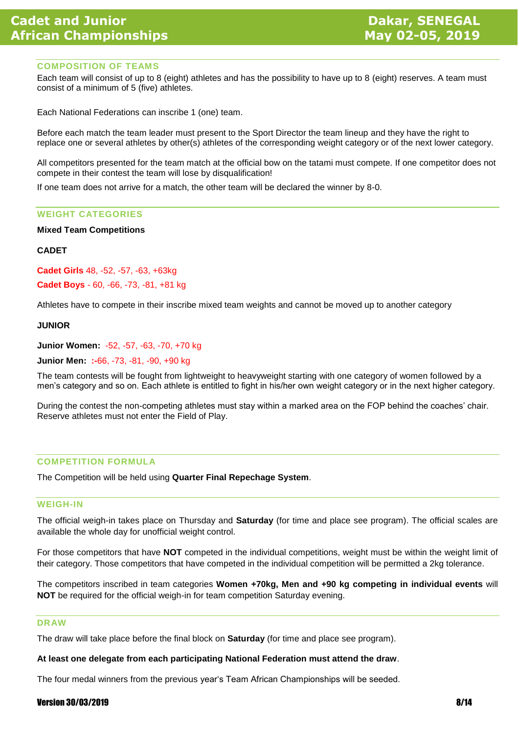## COMPOSITION OF TEAMS

Each team will consist of up to 8 (eight) athletes and has the possibility to have up to 8 (eight) reserves. A team must consist of a minimum of 5 (five) athletes.

Each National Federations can inscribe 1 (one) team.

Before each match the team leader must present to the Sport Director the team lineup and they have the right to replace one or several athletes by other(s) athletes of the corresponding weight category or of the next lower category.

All competitors presented for the team match at the official bow on the tatami must compete. If one competitor does not compete in their contest the team will lose by disqualification!

If one team does not arrive for a match, the other team will be declared the winner by 8-0.

## WEIGHT CATEGORIES

**Mixed Team Competitions**

**CADET**

**Cadet Girls** 48, -52, -57, -63, +63kg

**Cadet Boys** - 60, -66, -73, -81, +81 kg

Athletes have to compete in their inscribe mixed team weights and cannot be moved up to another category

**JUNIOR**

**Junior Women:** -52, -57, -63, -70, +70 kg

**Junior Men:** **:**-66, -73, -81, -90, +90 kg

The team contests will be fought from lightweight to heavyweight starting with one category of women followed by a men's category and so on. Each athlete is entitled to fight in his/her own weight category or in the next higher category.

During the contest the non-competing athletes must stay within a marked area on the FOP behind the coaches' chair. Reserve athletes must not enter the Field of Play.

## COMPETITION FORMULA

The Competition will be held using **Quarter Final Repechage System**.

## WEIGH-IN

The official weigh-in takes place on Thursday and **Saturday** (for time and place see program). The official scales are available the whole day for unofficial weight control.

For those competitors that have **NOT** competed in the individual competitions, weight must be within the weight limit of their category. Those competitors that have competed in the individual competition will be permitted a 2kg tolerance.

The competitors inscribed in team categories **Women +70kg, Men and +90 kg competing in individual events** will **NOT** be required for the official weigh-in for team competition Saturday evening.

## DRAW

The draw will take place before the final block on **Saturday** (for time and place see program).

**At least one delegate from each participating National Federation must attend the draw**.

The four medal winners from the previous year's Team African Championships will be seeded.

Version 30/03/2019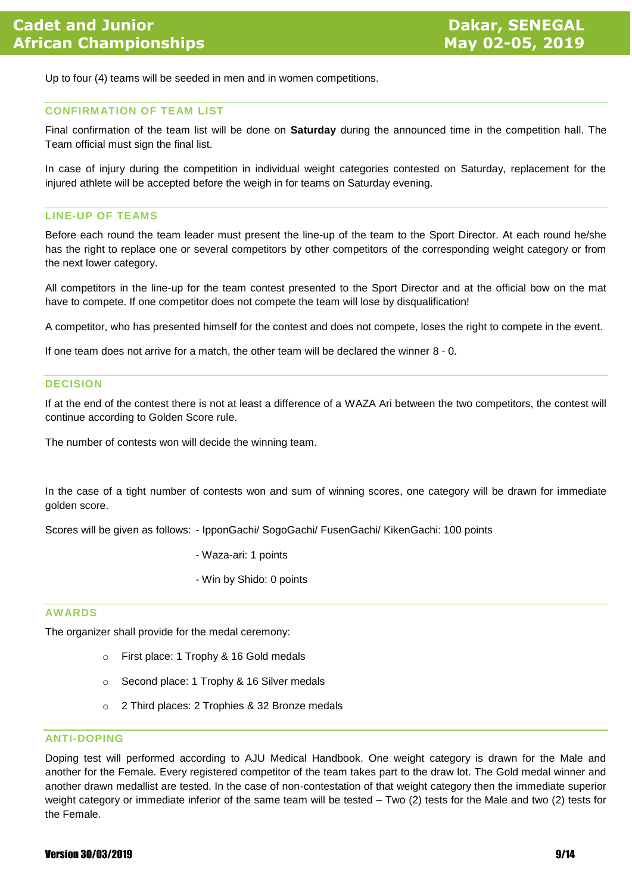Up to four (4) teams will be seeded in men and in women competitions.

## CONFIRMATION OF TEAM LIST

Final confirmation of the team list will be done on **Saturday** during the announced time in the competition hall. The Team official must sign the final list.

In case of injury during the competition in individual weight categories contested on Saturday, replacement for the injured athlete will be accepted before the weigh in for teams on Saturday evening.

## LINE-UP OF TEAMS

Before each round the team leader must present the line-up of the team to the Sport Director. At each round he/she has the right to replace one or several competitors by other competitors of the corresponding weight category or from the next lower category.

All competitors in the line-up for the team contest presented to the Sport Director and at the official bow on the mat have to compete. If one competitor does not compete the team will lose by disqualification!

A competitor, who has presented himself for the contest and does not compete, loses the right to compete in the event.

If one team does not arrive for a match, the other team will be declared the winner 8 - 0.

## DECISION

If at the end of the contest there is not at least a difference of a WAZA Ari between the two competitors, the contest will continue according to Golden Score rule.

The number of contests won will decide the winning team.

In the case of a tight number of contests won and sum of winning scores, one category will be drawn for immediate golden score.

Scores will be given as follows:
- IpponGachi/ SogoGachi/ FusenGachi/ KikenGachi: 100 points
- Waza-ari: 1 points
- Win by Shido: 0 points

## AWARDS

The organizer shall provide for the medal ceremony:

- First place: 1 Trophy & 16 Gold medals
- Second place: 1 Trophy & 16 Silver medals
- 2 Third places: 2 Trophies & 32 Bronze medals

## ANTI-DOPING

Doping test will performed according to AJU Medical Handbook. One weight category is drawn for the Male and another for the Female. Every registered competitor of the team takes part to the draw lot. The Gold medal winner and another drawn medallist are tested. In the case of non-contestation of that weight category then the immediate superior weight category or immediate inferior of the same team will be tested – Two (2) tests for the Male and two (2) tests for the Female.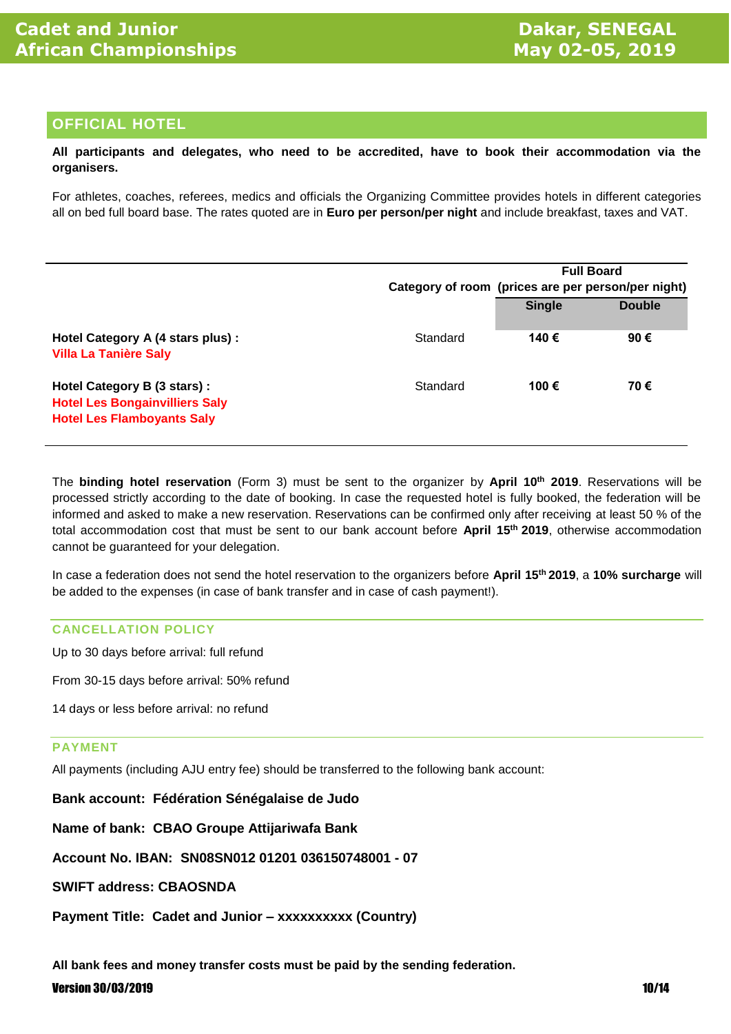## OFFICIAL HOTEL

**All participants and delegates, who need to be accredited, have to book their accommodation via the organisers.**

For athletes, coaches, referees, medics and officials the Organizing Committee provides hotels in different categories all on bed full board base. The rates quoted are in **Euro per person/per night** and include breakfast, taxes and VAT.

| | Category of room | Full Board (prices are per person/per night) | |
|---|---|---|---|
| | | **Single** | **Double** |
| **Hotel Category A (4 stars plus) :** **Villa La Tanière Saly** | Standard | **140 €** | **90 €** |
| **Hotel Category B (3 stars) :** **Hotel Les Bongainvilliers Saly** **Hotel Les Flamboyants Saly** | Standard | **100 €** | **70 €** |

The **binding hotel reservation** (Form 3) must be sent to the organizer by **April 10th 2019**. Reservations will be processed strictly according to the date of booking. In case the requested hotel is fully booked, the federation will be informed and asked to make a new reservation. Reservations can be confirmed only after receiving at least 50 % of the total accommodation cost that must be sent to our bank account before **April 15th 2019**, otherwise accommodation cannot be guaranteed for your delegation.

In case a federation does not send the hotel reservation to the organizers before **April 15th 2019**, a **10% surcharge** will be added to the expenses (in case of bank transfer and in case of cash payment!).

### CANCELLATION POLICY

Up to 30 days before arrival: full refund

From 30-15 days before arrival: 50% refund

14 days or less before arrival: no refund

### PAYMENT

All payments (including AJU entry fee) should be transferred to the following bank account:

**Bank account: Fédération Sénégalaise de Judo**

**Name of bank: CBAO Groupe Attijariwafa Bank**

**Account No. IBAN: SN08SN012 01201 036150748001 - 07**

**SWIFT address: CBAOSNDA**

**Payment Title: Cadet and Junior – xxxxxxxxxx (Country)**

**All bank fees and money transfer costs must be paid by the sending federation.**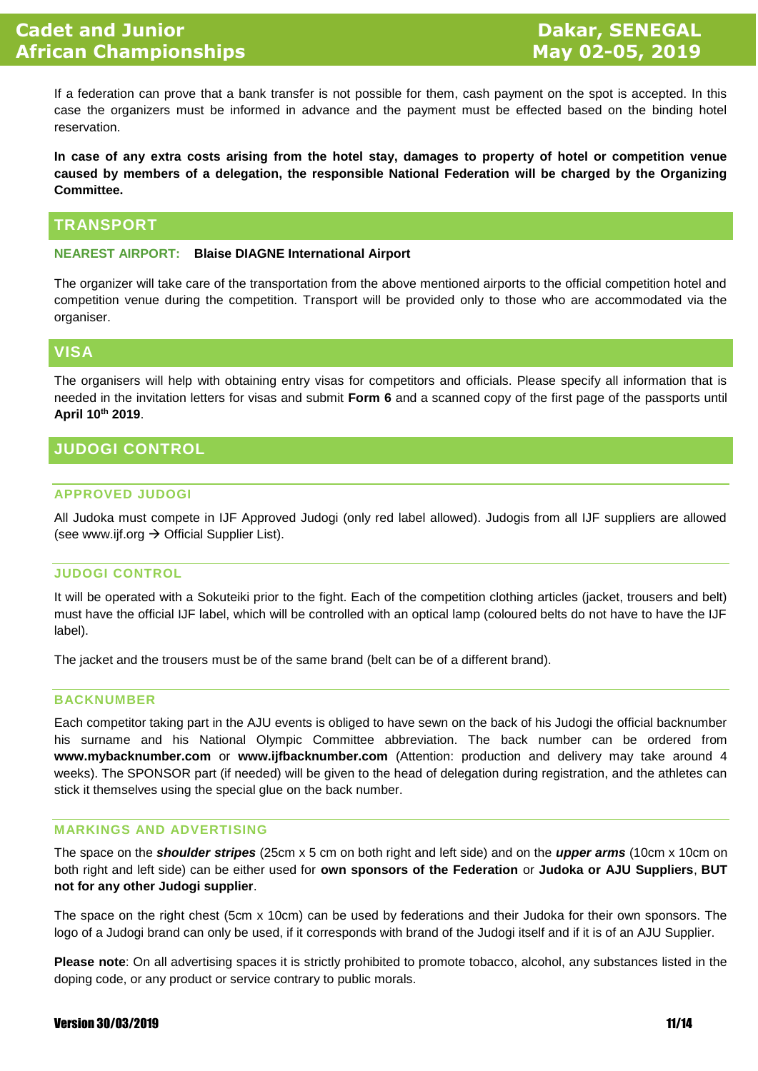If a federation can prove that a bank transfer is not possible for them, cash payment on the spot is accepted. In this case the organizers must be informed in advance and the payment must be effected based on the binding hotel reservation.

**In case of any extra costs arising from the hotel stay, damages to property of hotel or competition venue caused by members of a delegation, the responsible National Federation will be charged by the Organizing Committee.**

## TRANSPORT

**NEAREST AIRPORT: Blaise DIAGNE International Airport**

The organizer will take care of the transportation from the above mentioned airports to the official competition hotel and competition venue during the competition. Transport will be provided only to those who are accommodated via the organiser.

## VISA

The organisers will help with obtaining entry visas for competitors and officials. Please specify all information that is needed in the invitation letters for visas and submit **Form 6** and a scanned copy of the first page of the passports until **April 10th 2019**.

## JUDOGI CONTROL

### APPROVED JUDOGI

All Judoka must compete in IJF Approved Judogi (only red label allowed). Judogis from all IJF suppliers are allowed (see www.ijf.org → Official Supplier List).

### JUDOGI CONTROL

It will be operated with a Sokuteiki prior to the fight. Each of the competition clothing articles (jacket, trousers and belt) must have the official IJF label, which will be controlled with an optical lamp (coloured belts do not have to have the IJF label).

The jacket and the trousers must be of the same brand (belt can be of a different brand).

### BACKNUMBER

Each competitor taking part in the AJU events is obliged to have sewn on the back of his Judogi the official backnumber his surname and his National Olympic Committee abbreviation. The back number can be ordered from **www.mybacknumber.com** or **www.ijfbacknumber.com** (Attention: production and delivery may take around 4 weeks). The SPONSOR part (if needed) will be given to the head of delegation during registration, and the athletes can stick it themselves using the special glue on the back number.

### MARKINGS AND ADVERTISING

The space on the ***shoulder stripes*** (25cm x 5 cm on both right and left side) and on the ***upper arms*** (10cm x 10cm on both right and left side) can be either used for **own sponsors of the Federation** or **Judoka or AJU Suppliers**, **BUT not for any other Judogi supplier**.

The space on the right chest (5cm x 10cm) can be used by federations and their Judoka for their own sponsors. The logo of a Judogi brand can only be used, if it corresponds with brand of the Judogi itself and if it is of an AJU Supplier.

**Please note**: On all advertising spaces it is strictly prohibited to promote tobacco, alcohol, any substances listed in the doping code, or any product or service contrary to public morals.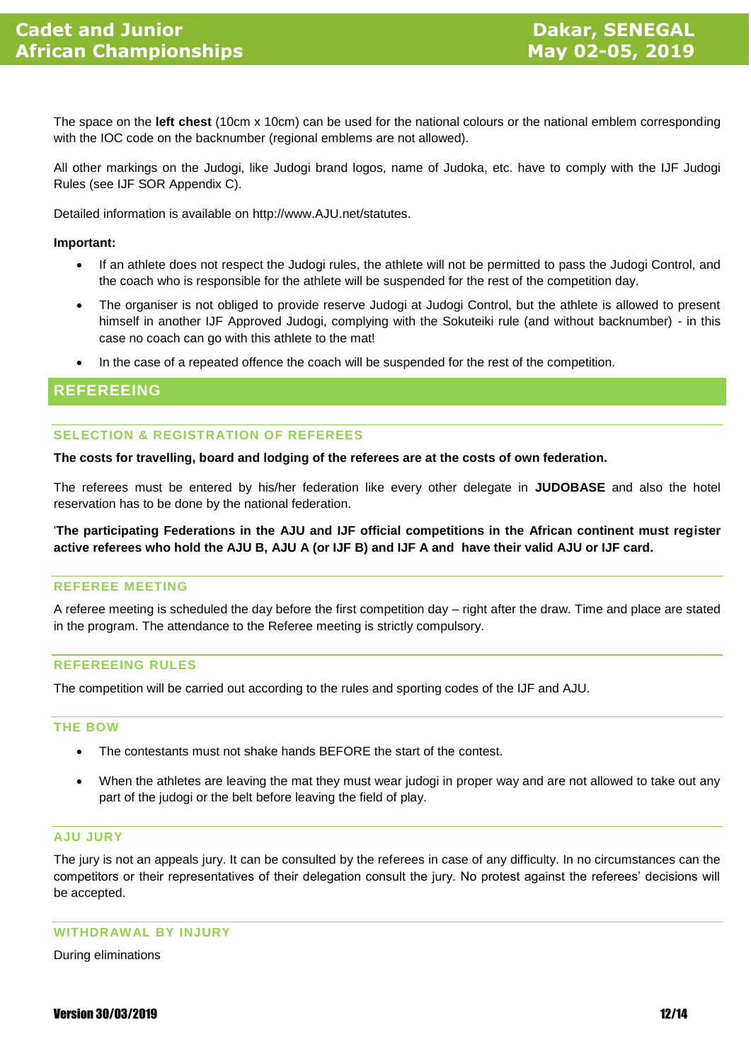The space on the **left chest** (10cm x 10cm) can be used for the national colours or the national emblem corresponding with the IOC code on the backnumber (regional emblems are not allowed).

All other markings on the Judogi, like Judogi brand logos, name of Judoka, etc. have to comply with the IJF Judogi Rules (see IJF SOR Appendix C).

Detailed information is available on http://www.AJU.net/statutes.

**Important:**

- If an athlete does not respect the Judogi rules, the athlete will not be permitted to pass the Judogi Control, and the coach who is responsible for the athlete will be suspended for the rest of the competition day.
- The organiser is not obliged to provide reserve Judogi at Judogi Control, but the athlete is allowed to present himself in another IJF Approved Judogi, complying with the Sokuteiki rule (and without backnumber) - in this case no coach can go with this athlete to the mat!
- In the case of a repeated offence the coach will be suspended for the rest of the competition.

## REFEREEING

### SELECTION & REGISTRATION OF REFEREES

**The costs for travelling, board and lodging of the referees are at the costs of own federation.**

The referees must be entered by his/her federation like every other delegate in **JUDOBASE** and also the hotel reservation has to be done by the national federation.

'**The participating Federations in the AJU and IJF official competitions in the African continent must register active referees who hold the AJU B, AJU A (or IJF B) and IJF A and have their valid AJU or IJF card.**

### REFEREE MEETING

A referee meeting is scheduled the day before the first competition day – right after the draw. Time and place are stated in the program. The attendance to the Referee meeting is strictly compulsory.

### REFEREEING RULES

The competition will be carried out according to the rules and sporting codes of the IJF and AJU.

### THE BOW

- The contestants must not shake hands BEFORE the start of the contest.
- When the athletes are leaving the mat they must wear judogi in proper way and are not allowed to take out any part of the judogi or the belt before leaving the field of play.

### AJU JURY

The jury is not an appeals jury. It can be consulted by the referees in case of any difficulty. In no circumstances can the competitors or their representatives of their delegation consult the jury. No protest against the referees' decisions will be accepted.

### WITHDRAWAL BY INJURY

During eliminations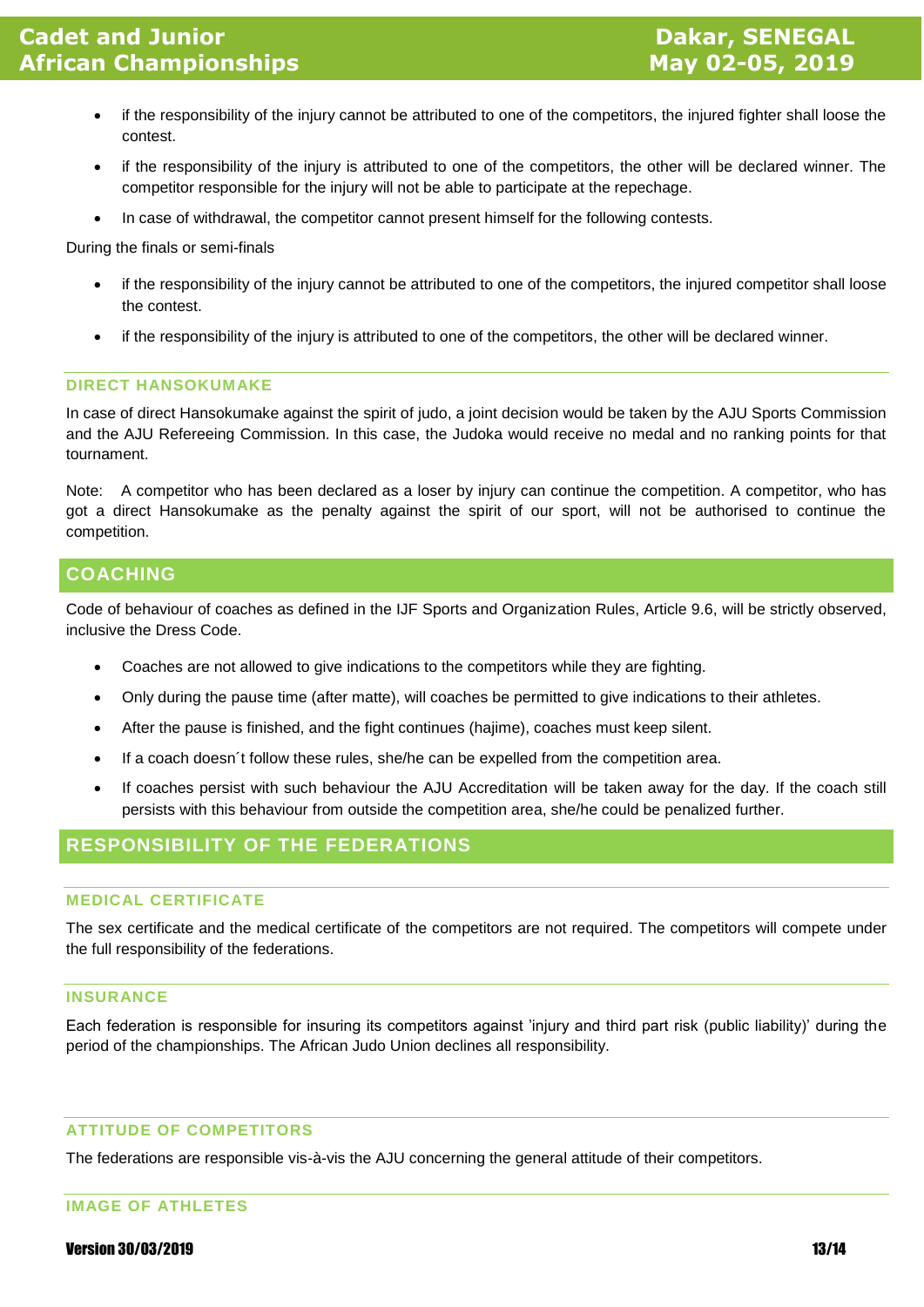- if the responsibility of the injury cannot be attributed to one of the competitors, the injured fighter shall loose the contest.
- if the responsibility of the injury is attributed to one of the competitors, the other will be declared winner. The competitor responsible for the injury will not be able to participate at the repechage.
- In case of withdrawal, the competitor cannot present himself for the following contests.

During the finals or semi-finals

- if the responsibility of the injury cannot be attributed to one of the competitors, the injured competitor shall loose the contest.
- if the responsibility of the injury is attributed to one of the competitors, the other will be declared winner.

### DIRECT HANSOKUMAKE

In case of direct Hansokumake against the spirit of judo, a joint decision would be taken by the AJU Sports Commission and the AJU Refereeing Commission. In this case, the Judoka would receive no medal and no ranking points for that tournament.

Note: A competitor who has been declared as a loser by injury can continue the competition. A competitor, who has got a direct Hansokumake as the penalty against the spirit of our sport, will not be authorised to continue the competition.

## COACHING

Code of behaviour of coaches as defined in the IJF Sports and Organization Rules, Article 9.6, will be strictly observed, inclusive the Dress Code.

- Coaches are not allowed to give indications to the competitors while they are fighting.
- Only during the pause time (after matte), will coaches be permitted to give indications to their athletes.
- After the pause is finished, and the fight continues (hajime), coaches must keep silent.
- If a coach doesn´t follow these rules, she/he can be expelled from the competition area.
- If coaches persist with such behaviour the AJU Accreditation will be taken away for the day. If the coach still persists with this behaviour from outside the competition area, she/he could be penalized further.

## RESPONSIBILITY OF THE FEDERATIONS

### MEDICAL CERTIFICATE

The sex certificate and the medical certificate of the competitors are not required. The competitors will compete under the full responsibility of the federations.

### INSURANCE

Each federation is responsible for insuring its competitors against 'injury and third part risk (public liability)' during the period of the championships. The African Judo Union declines all responsibility.

### ATTITUDE OF COMPETITORS

The federations are responsible vis-à-vis the AJU concerning the general attitude of their competitors.

### IMAGE OF ATHLETES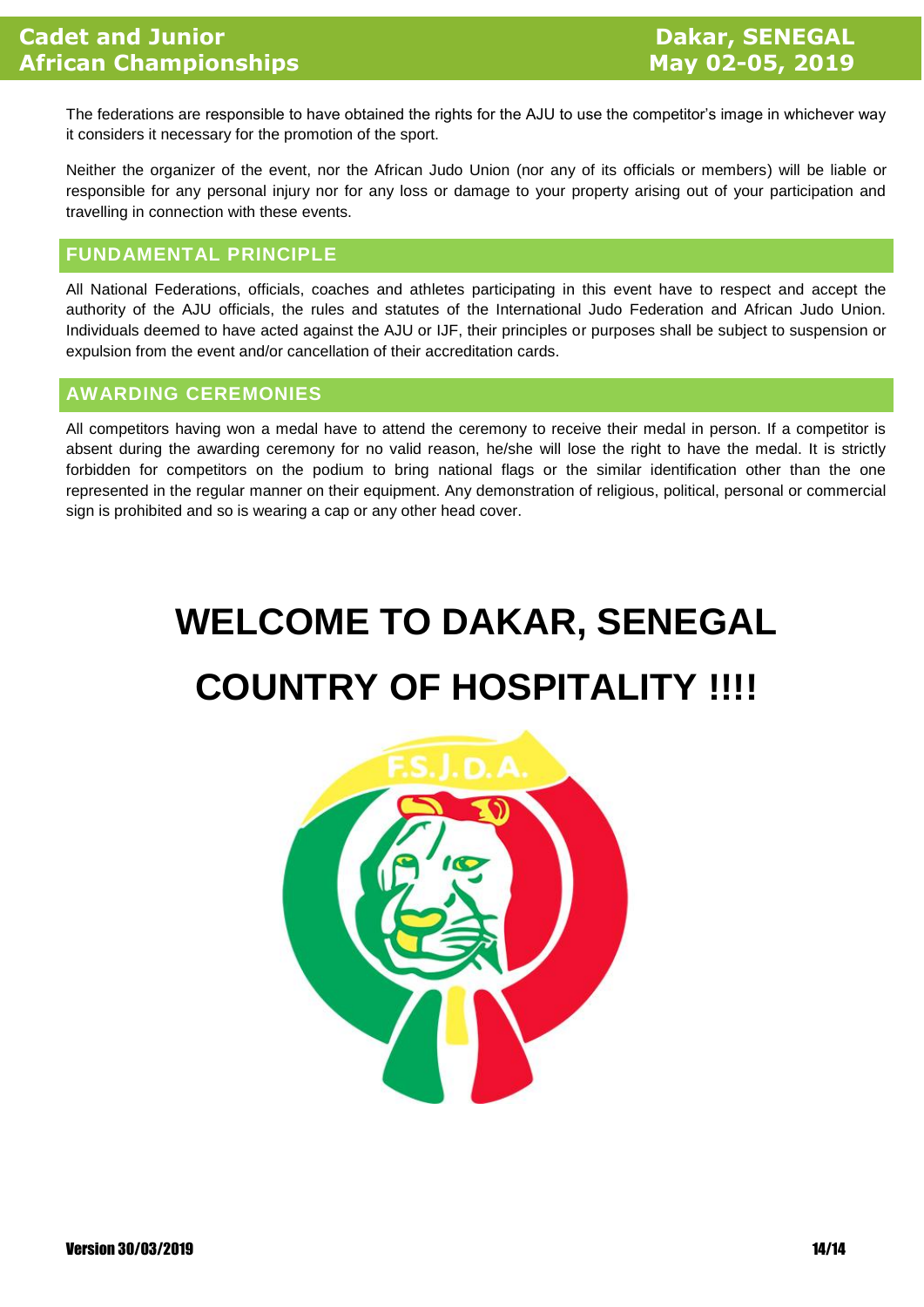The federations are responsible to have obtained the rights for the AJU to use the competitor's image in whichever way it considers it necessary for the promotion of the sport.

Neither the organizer of the event, nor the African Judo Union (nor any of its officials or members) will be liable or responsible for any personal injury nor for any loss or damage to your property arising out of your participation and travelling in connection with these events.

## FUNDAMENTAL PRINCIPLE

All National Federations, officials, coaches and athletes participating in this event have to respect and accept the authority of the AJU officials, the rules and statutes of the International Judo Federation and African Judo Union. Individuals deemed to have acted against the AJU or IJF, their principles or purposes shall be subject to suspension or expulsion from the event and/or cancellation of their accreditation cards.

## AWARDING CEREMONIES

All competitors having won a medal have to attend the ceremony to receive their medal in person. If a competitor is absent during the awarding ceremony for no valid reason, he/she will lose the right to have the medal. It is strictly forbidden for competitors on the podium to bring national flags or the similar identification other than the one represented in the regular manner on their equipment. Any demonstration of religious, political, personal or commercial sign is prohibited and so is wearing a cap or any other head cover.

# WELCOME TO DAKAR, SENEGAL

# COUNTRY OF HOSPITALITY !!!!

F.S.J.D.A.

Version 30/03/2019